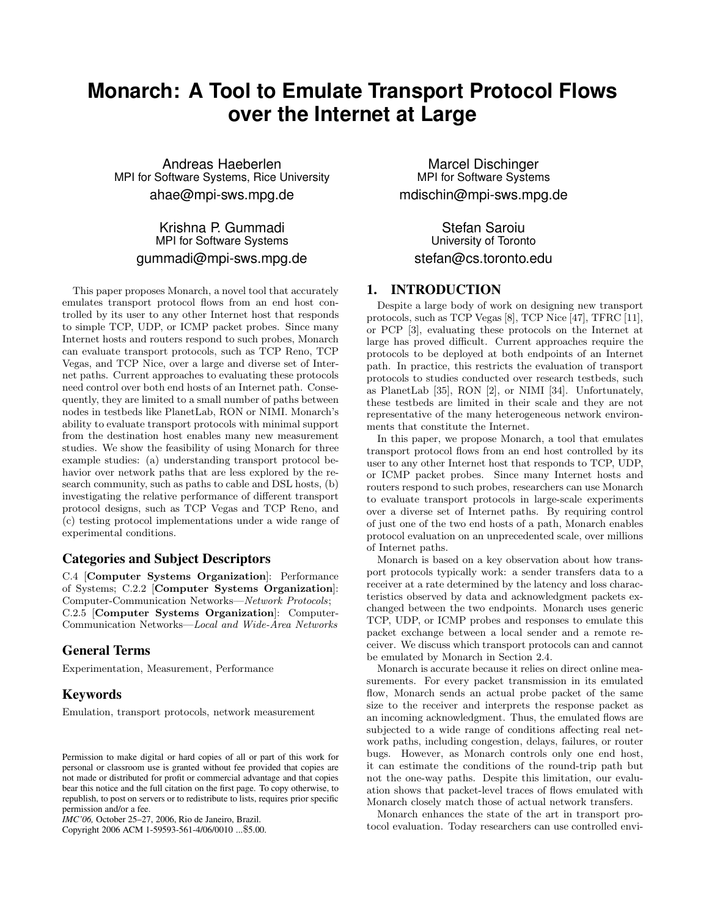# Monarch: A Tool to Emulate Transport Protocol Flows over the Internet at Large

Andreas Haeberlen
MPI for Software Systems, Rice University
ahae@mpi-sws.mpg.de

Marcel Dischinger
MPI for Software Systems
mdischin@mpi-sws.mpg.de

Krishna P. Gummadi
MPI for Software Systems
gummadi@mpi-sws.mpg.de

Stefan Saroiu
University of Toronto
stefan@cs.toronto.edu

This paper proposes Monarch, a novel tool that accurately emulates transport protocol flows from an end host controlled by its user to any other Internet host that responds to simple TCP, UDP, or ICMP packet probes. Since many Internet hosts and routers respond to such probes, Monarch can evaluate transport protocols, such as TCP Reno, TCP Vegas, and TCP Nice, over a large and diverse set of Internet paths. Current approaches to evaluating these protocols need control over both end hosts of an Internet path. Consequently, they are limited to a small number of paths between nodes in testbeds like PlanetLab, RON or NIMI. Monarch's ability to evaluate transport protocols with minimal support from the destination host enables many new measurement studies. We show the feasibility of using Monarch for three example studies: (a) understanding transport protocol behavior over network paths that are less explored by the research community, such as paths to cable and DSL hosts, (b) investigating the relative performance of different transport protocol designs, such as TCP Vegas and TCP Reno, and (c) testing protocol implementations under a wide range of experimental conditions.

## Categories and Subject Descriptors

C.4 [**Computer Systems Organization**]: Performance of Systems; C.2.2 [**Computer Systems Organization**]: Computer-Communication Networks—*Network Protocols*; C.2.5 [**Computer Systems Organization**]: Computer-Communication Networks—*Local and Wide-Area Networks*

## General Terms

Experimentation, Measurement, Performance

## Keywords

Emulation, transport protocols, network measurement

Permission to make digital or hard copies of all or part of this work for personal or classroom use is granted without fee provided that copies are not made or distributed for profit or commercial advantage and that copies bear this notice and the full citation on the first page. To copy otherwise, to republish, to post on servers or to redistribute to lists, requires prior specific permission and/or a fee.
*IMC'06,* October 25–27, 2006, Rio de Janeiro, Brazil.
Copyright 2006 ACM 1-59593-561-4/06/0010 ...$5.00.

## 1. INTRODUCTION

Despite a large body of work on designing new transport protocols, such as TCP Vegas [8], TCP Nice [47], TFRC [11], or PCP [3], evaluating these protocols on the Internet at large has proved difficult. Current approaches require the protocols to be deployed at both endpoints of an Internet path. In practice, this restricts the evaluation of transport protocols to studies conducted over research testbeds, such as PlanetLab [35], RON [2], or NIMI [34]. Unfortunately, these testbeds are limited in their scale and they are not representative of the many heterogeneous network environments that constitute the Internet.

In this paper, we propose Monarch, a tool that emulates transport protocol flows from an end host controlled by its user to any other Internet host that responds to TCP, UDP, or ICMP packet probes. Since many Internet hosts and routers respond to such probes, researchers can use Monarch to evaluate transport protocols in large-scale experiments over a diverse set of Internet paths. By requiring control of just one of the two end hosts of a path, Monarch enables protocol evaluation on an unprecedented scale, over millions of Internet paths.

Monarch is based on a key observation about how transport protocols typically work: a sender transfers data to a receiver at a rate determined by the latency and loss characteristics observed by data and acknowledgment packets exchanged between the two endpoints. Monarch uses generic TCP, UDP, or ICMP probes and responses to emulate this packet exchange between a local sender and a remote receiver. We discuss which transport protocols can and cannot be emulated by Monarch in Section 2.4.

Monarch is accurate because it relies on direct online measurements. For every packet transmission in its emulated flow, Monarch sends an actual probe packet of the same size to the receiver and interprets the response packet as an incoming acknowledgment. Thus, the emulated flows are subjected to a wide range of conditions affecting real network paths, including congestion, delays, failures, or router bugs. However, as Monarch controls only one end host, it can estimate the conditions of the round-trip path but not the one-way paths. Despite this limitation, our evaluation shows that packet-level traces of flows emulated with Monarch closely match those of actual network transfers.

Monarch enhances the state of the art in transport protocol evaluation. Today researchers can use controlled envi-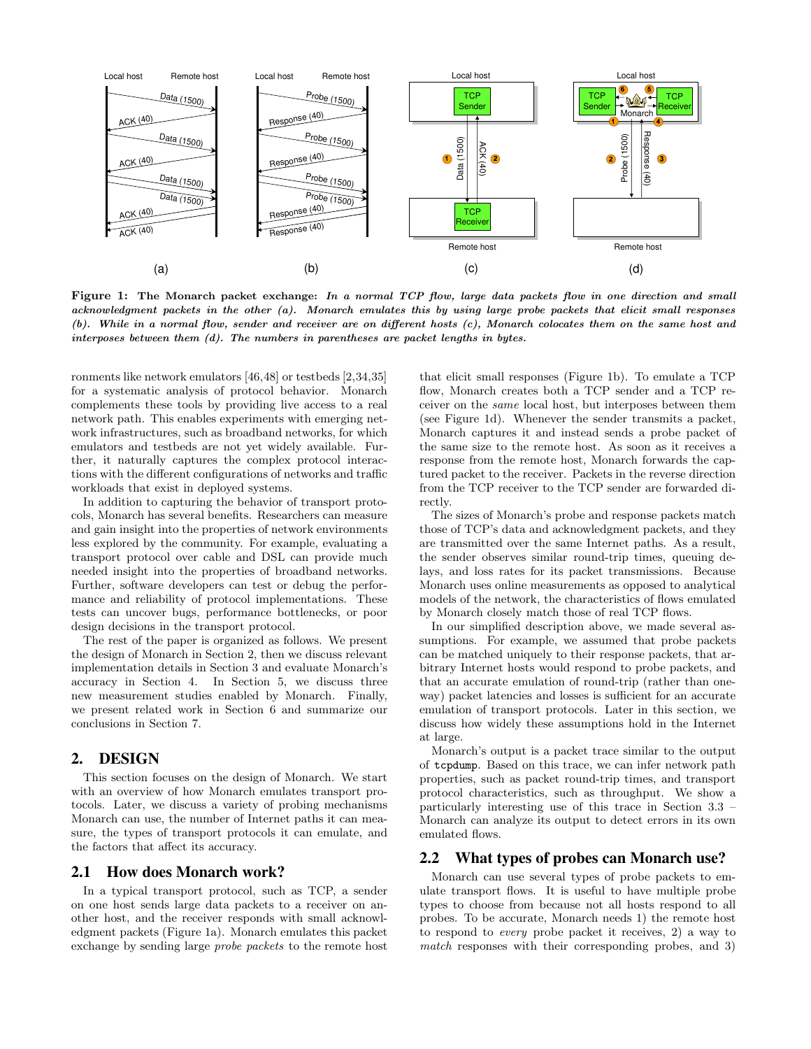**Figure 1: The Monarch packet exchange:** *In a normal TCP flow, large data packets flow in one direction and small acknowledgment packets in the other (a). Monarch emulates this by using large probe packets that elicit small responses (b). While in a normal flow, sender and receiver are on different hosts (c), Monarch colocates them on the same host and interposes between them (d). The numbers in parentheses are packet lengths in bytes.*

ronments like network emulators [46,48] or testbeds [2,34,35] for a systematic analysis of protocol behavior. Monarch complements these tools by providing live access to a real network path. This enables experiments with emerging network infrastructures, such as broadband networks, for which emulators and testbeds are not yet widely available. Further, it naturally captures the complex protocol interactions with the different configurations of networks and traffic workloads that exist in deployed systems.

In addition to capturing the behavior of transport protocols, Monarch has several benefits. Researchers can measure and gain insight into the properties of network environments less explored by the community. For example, evaluating a transport protocol over cable and DSL can provide much needed insight into the properties of broadband networks. Further, software developers can test or debug the performance and reliability of protocol implementations. These tests can uncover bugs, performance bottlenecks, or poor design decisions in the transport protocol.

The rest of the paper is organized as follows. We present the design of Monarch in Section 2, then we discuss relevant implementation details in Section 3 and evaluate Monarch's accuracy in Section 4. In Section 5, we discuss three new measurement studies enabled by Monarch. Finally, we present related work in Section 6 and summarize our conclusions in Section 7.

## 2. DESIGN

This section focuses on the design of Monarch. We start with an overview of how Monarch emulates transport protocols. Later, we discuss a variety of probing mechanisms Monarch can use, the number of Internet paths it can measure, the types of transport protocols it can emulate, and the factors that affect its accuracy.

### 2.1 How does Monarch work?

In a typical transport protocol, such as TCP, a sender on one host sends large data packets to a receiver on another host, and the receiver responds with small acknowledgment packets (Figure 1a). Monarch emulates this packet exchange by sending large *probe packets* to the remote host that elicit small responses (Figure 1b). To emulate a TCP flow, Monarch creates both a TCP sender and a TCP receiver on the *same* local host, but interposes between them (see Figure 1d). Whenever the sender transmits a packet, Monarch captures it and instead sends a probe packet of the same size to the remote host. As soon as it receives a response from the remote host, Monarch forwards the captured packet to the receiver. Packets in the reverse direction from the TCP receiver to the TCP sender are forwarded directly.

The sizes of Monarch's probe and response packets match those of TCP's data and acknowledgment packets, and they are transmitted over the same Internet paths. As a result, the sender observes similar round-trip times, queuing delays, and loss rates for its packet transmissions. Because Monarch uses online measurements as opposed to analytical models of the network, the characteristics of flows emulated by Monarch closely match those of real TCP flows.

In our simplified description above, we made several assumptions. For example, we assumed that probe packets can be matched uniquely to their response packets, that arbitrary Internet hosts would respond to probe packets, and that an accurate emulation of round-trip (rather than one-way) packet latencies and losses is sufficient for an accurate emulation of transport protocols. Later in this section, we discuss how widely these assumptions hold in the Internet at large.

Monarch's output is a packet trace similar to the output of `tcpdump`. Based on this trace, we can infer network path properties, such as packet round-trip times, and transport protocol characteristics, such as throughput. We show a particularly interesting use of this trace in Section 3.3 – Monarch can analyze its output to detect errors in its own emulated flows.

### 2.2 What types of probes can Monarch use?

Monarch can use several types of probe packets to emulate transport flows. It is useful to have multiple probe types to choose from because not all hosts respond to all probes. To be accurate, Monarch needs 1) the remote host to respond to *every* probe packet it receives, 2) a way to *match* responses with their corresponding probes, and 3)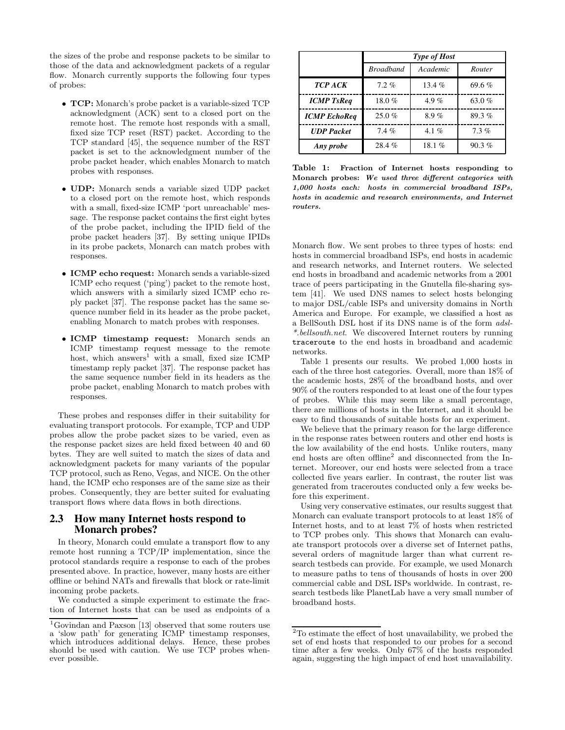the sizes of the probe and response packets to be similar to those of the data and acknowledgment packets of a regular flow. Monarch currently supports the following four types of probes:

- **TCP:** Monarch's probe packet is a variable-sized TCP acknowledgment (ACK) sent to a closed port on the remote host. The remote host responds with a small, fixed size TCP reset (RST) packet. According to the TCP standard [45], the sequence number of the RST packet is set to the acknowledgment number of the probe packet header, which enables Monarch to match probes with responses.
- **UDP:** Monarch sends a variable sized UDP packet to a closed port on the remote host, which responds with a small, fixed-size ICMP 'port unreachable' message. The response packet contains the first eight bytes of the probe packet, including the IPID field of the probe packet headers [37]. By setting unique IPIDs in its probe packets, Monarch can match probes with responses.
- **ICMP echo request:** Monarch sends a variable-sized ICMP echo request ('ping') packet to the remote host, which answers with a similarly sized ICMP echo reply packet [37]. The response packet has the same sequence number field in its header as the probe packet, enabling Monarch to match probes with responses.
- **ICMP timestamp request:** Monarch sends an ICMP timestamp request message to the remote host, which answers[1] with a small, fixed size ICMP timestamp reply packet [37]. The response packet has the same sequence number field in its headers as the probe packet, enabling Monarch to match probes with responses.

These probes and responses differ in their suitability for evaluating transport protocols. For example, TCP and UDP probes allow the probe packet sizes to be varied, even as the response packet sizes are held fixed between 40 and 60 bytes. They are well suited to match the sizes of data and acknowledgment packets for many variants of the popular TCP protocol, such as Reno, Vegas, and NICE. On the other hand, the ICMP echo responses are of the same size as their probes. Consequently, they are better suited for evaluating transport flows where data flows in both directions.

## 2.3 How many Internet hosts respond to Monarch probes?

In theory, Monarch could emulate a transport flow to any remote host running a TCP/IP implementation, since the protocol standards require a response to each of the probes presented above. In practice, however, many hosts are either offline or behind NATs and firewalls that block or rate-limit incoming probe packets.

We conducted a simple experiment to estimate the fraction of Internet hosts that can be used as endpoints of a Monarch flow. We sent probes to three types of hosts: end hosts in commercial broadband ISPs, end hosts in academic and research networks, and Internet routers. We selected end hosts in broadband and academic networks from a 2001 trace of peers participating in the Gnutella file-sharing system [41]. We used DNS names to select hosts belonging to major DSL/cable ISPs and university domains in North America and Europe. For example, we classified a host as a BellSouth DSL host if its DNS name is of the form *adsl-\*.bellsouth.net*. We discovered Internet routers by running `traceroute` to the end hosts in broadband and academic networks.

| | *Type of Host* | | |
|---|---|---|---|
| | *Broadband* | *Academic* | *Router* |
| ***TCP ACK*** | 7.2 % | 13.4 % | 69.6 % |
| ***ICMP TsReq*** | 18.0 % | 4.9 % | 63.0 % |
| ***ICMP EchoReq*** | 25.0 % | 8.9 % | 89.3 % |
| ***UDP Packet*** | 7.4 % | 4.1 % | 7.3 % |
| ***Any probe*** | 28.4 % | 18.1 % | 90.3 % |

**Table 1: Fraction of Internet hosts responding to Monarch probes:** ***We used three different categories with 1,000 hosts each: hosts in commercial broadband ISPs, hosts in academic and research environments, and Internet routers.***

Table 1 presents our results. We probed 1,000 hosts in each of the three host categories. Overall, more than 18% of the academic hosts, 28% of the broadband hosts, and over 90% of the routers responded to at least one of the four types of probes. While this may seem like a small percentage, there are millions of hosts in the Internet, and it should be easy to find thousands of suitable hosts for an experiment.

We believe that the primary reason for the large difference in the response rates between routers and other end hosts is the low availability of the end hosts. Unlike routers, many end hosts are often offline[2] and disconnected from the Internet. Moreover, our end hosts were selected from a trace collected five years earlier. In contrast, the router list was generated from traceroutes conducted only a few weeks before this experiment.

Using very conservative estimates, our results suggest that Monarch can evaluate transport protocols to at least 18% of Internet hosts, and to at least 7% of hosts when restricted to TCP probes only. This shows that Monarch can evaluate transport protocols over a diverse set of Internet paths, several orders of magnitude larger than what current research testbeds can provide. For example, we used Monarch to measure paths to tens of thousands of hosts in over 200 commercial cable and DSL ISPs worldwide. In contrast, research testbeds like PlanetLab have a very small number of broadband hosts.

[1] Govindan and Paxson [13] observed that some routers use a 'slow path' for generating ICMP timestamp responses, which introduces additional delays. Hence, these probes should be used with caution. We use TCP probes whenever possible.

[2] To estimate the effect of host unavailability, we probed the set of end hosts that responded to our probes for a second time after a few weeks. Only 67% of the hosts responded again, suggesting the high impact of end host unavailability.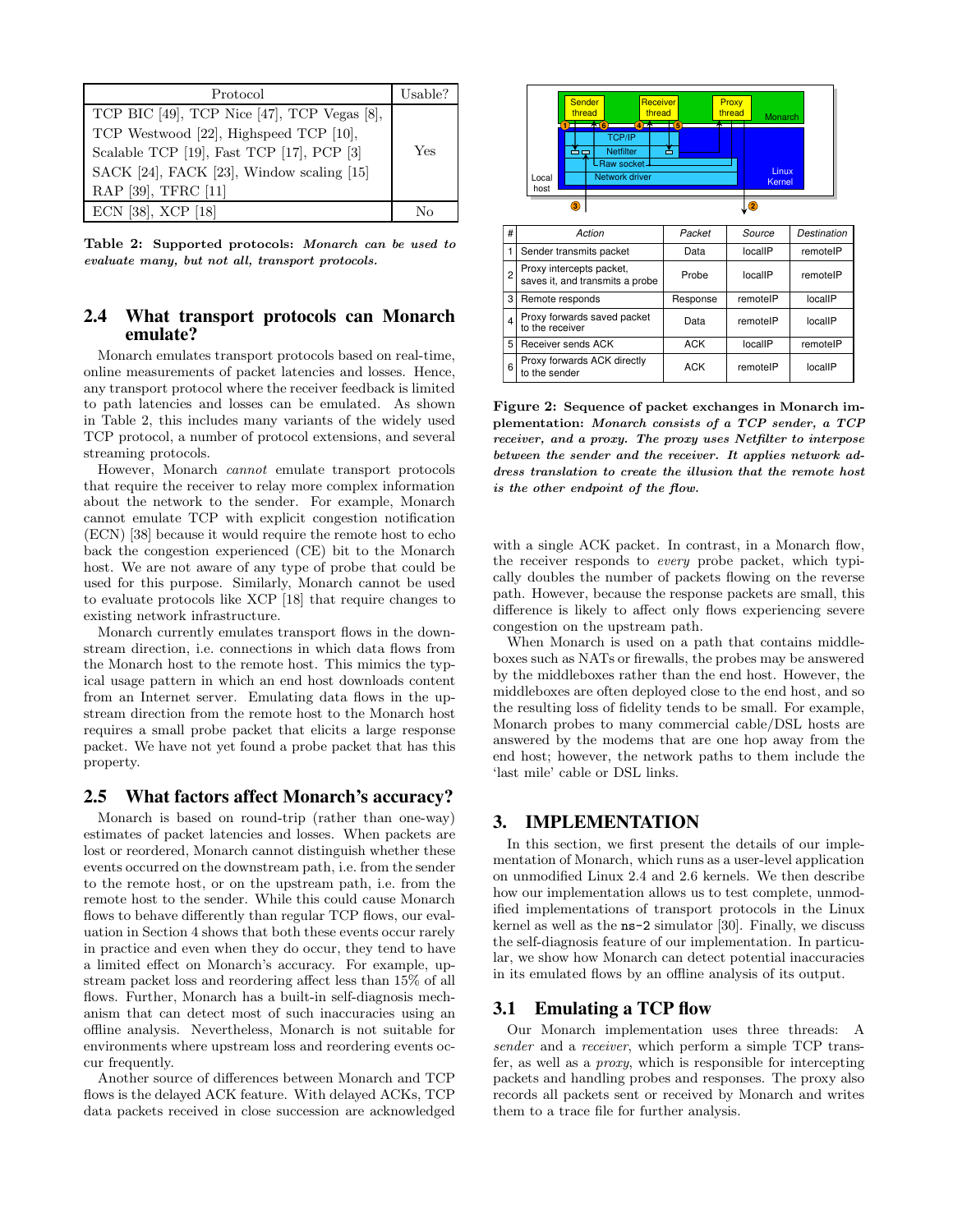| Protocol | Usable? |
|---|---|
| TCP BIC [49], TCP Nice [47], TCP Vegas [8], TCP Westwood [22], Highspeed TCP [10], Scalable TCP [19], Fast TCP [17], PCP [3] SACK [24], FACK [23], Window scaling [15] RAP [39], TFRC [11] | Yes |
| ECN [38], XCP [18] | No |

**Table 2: Supported protocols:** ***Monarch can be used to evaluate many, but not all, transport protocols.***

## 2.4 What transport protocols can Monarch emulate?

Monarch emulates transport protocols based on real-time, online measurements of packet latencies and losses. Hence, any transport protocol where the receiver feedback is limited to path latencies and losses can be emulated. As shown in Table 2, this includes many variants of the widely used TCP protocol, a number of protocol extensions, and several streaming protocols.

However, Monarch *cannot* emulate transport protocols that require the receiver to relay more complex information about the network to the sender. For example, Monarch cannot emulate TCP with explicit congestion notification (ECN) [38] because it would require the remote host to echo back the congestion experienced (CE) bit to the Monarch host. We are not aware of any type of probe that could be used for this purpose. Similarly, Monarch cannot be used to evaluate protocols like XCP [18] that require changes to existing network infrastructure.

Monarch currently emulates transport flows in the downstream direction, i.e. connections in which data flows from the Monarch host to the remote host. This mimics the typical usage pattern in which an end host downloads content from an Internet server. Emulating data flows in the upstream direction from the remote host to the Monarch host requires a small probe packet that elicits a large response packet. We have not yet found a probe packet that has this property.

## 2.5 What factors affect Monarch's accuracy?

Monarch is based on round-trip (rather than one-way) estimates of packet latencies and losses. When packets are lost or reordered, Monarch cannot distinguish whether these events occurred on the downstream path, i.e. from the sender to the remote host, or on the upstream path, i.e. from the remote host to the sender. While this could cause Monarch flows to behave differently than regular TCP flows, our evaluation in Section 4 shows that both these events occur rarely in practice and even when they do occur, they tend to have a limited effect on Monarch's accuracy. For example, upstream packet loss and reordering affect less than 15% of all flows. Further, Monarch has a built-in self-diagnosis mechanism that can detect most of such inaccuracies using an offline analysis. Nevertheless, Monarch is not suitable for environments where upstream loss and reordering events occur frequently.

Another source of differences between Monarch and TCP flows is the delayed ACK feature. With delayed ACKs, TCP data packets received in close succession are acknowledged

Sender thread
Receiver thread
Proxy thread
Monarch
TCP/IP
Netfilter
Raw socket
Network driver
Linux Kernel
Local host
1 2 3 4 5 6

| # | Action | Packet | Source | Destination |
|---|---|---|---|---|
| 1 | Sender transmits packet | Data | localIP | remoteIP |
| 2 | Proxy intercepts packet, saves it, and transmits a probe | Probe | localIP | remoteIP |
| 3 | Remote responds | Response | remoteIP | localIP |
| 4 | Proxy forwards saved packet to the receiver | Data | remoteIP | localIP |
| 5 | Receiver sends ACK | ACK | localIP | remoteIP |
| 6 | Proxy forwards ACK directly to the sender | ACK | remoteIP | localIP |

**Figure 2: Sequence of packet exchanges in Monarch implementation:** ***Monarch consists of a TCP sender, a TCP receiver, and a proxy. The proxy uses Netfilter to interpose between the sender and the receiver. It applies network address translation to create the illusion that the remote host is the other endpoint of the flow.***

with a single ACK packet. In contrast, in a Monarch flow, the receiver responds to *every* probe packet, which typically doubles the number of packets flowing on the reverse path. However, because the response packets are small, this difference is likely to affect only flows experiencing severe congestion on the upstream path.

When Monarch is used on a path that contains middleboxes such as NATs or firewalls, the probes may be answered by the middleboxes rather than the end host. However, the middleboxes are often deployed close to the end host, and so the resulting loss of fidelity tends to be small. For example, Monarch probes to many commercial cable/DSL hosts are answered by the modems that are one hop away from the end host; however, the network paths to them include the 'last mile' cable or DSL links.

# 3. IMPLEMENTATION

In this section, we first present the details of our implementation of Monarch, which runs as a user-level application on unmodified Linux 2.4 and 2.6 kernels. We then describe how our implementation allows us to test complete, unmodified implementations of transport protocols in the Linux kernel as well as the `ns-2` simulator [30]. Finally, we discuss the self-diagnosis feature of our implementation. In particular, we show how Monarch can detect potential inaccuracies in its emulated flows by an offline analysis of its output.

## 3.1 Emulating a TCP flow

Our Monarch implementation uses three threads: A *sender* and a *receiver*, which perform a simple TCP transfer, as well as a *proxy*, which is responsible for intercepting packets and handling probes and responses. The proxy also records all packets sent or received by Monarch and writes them to a trace file for further analysis.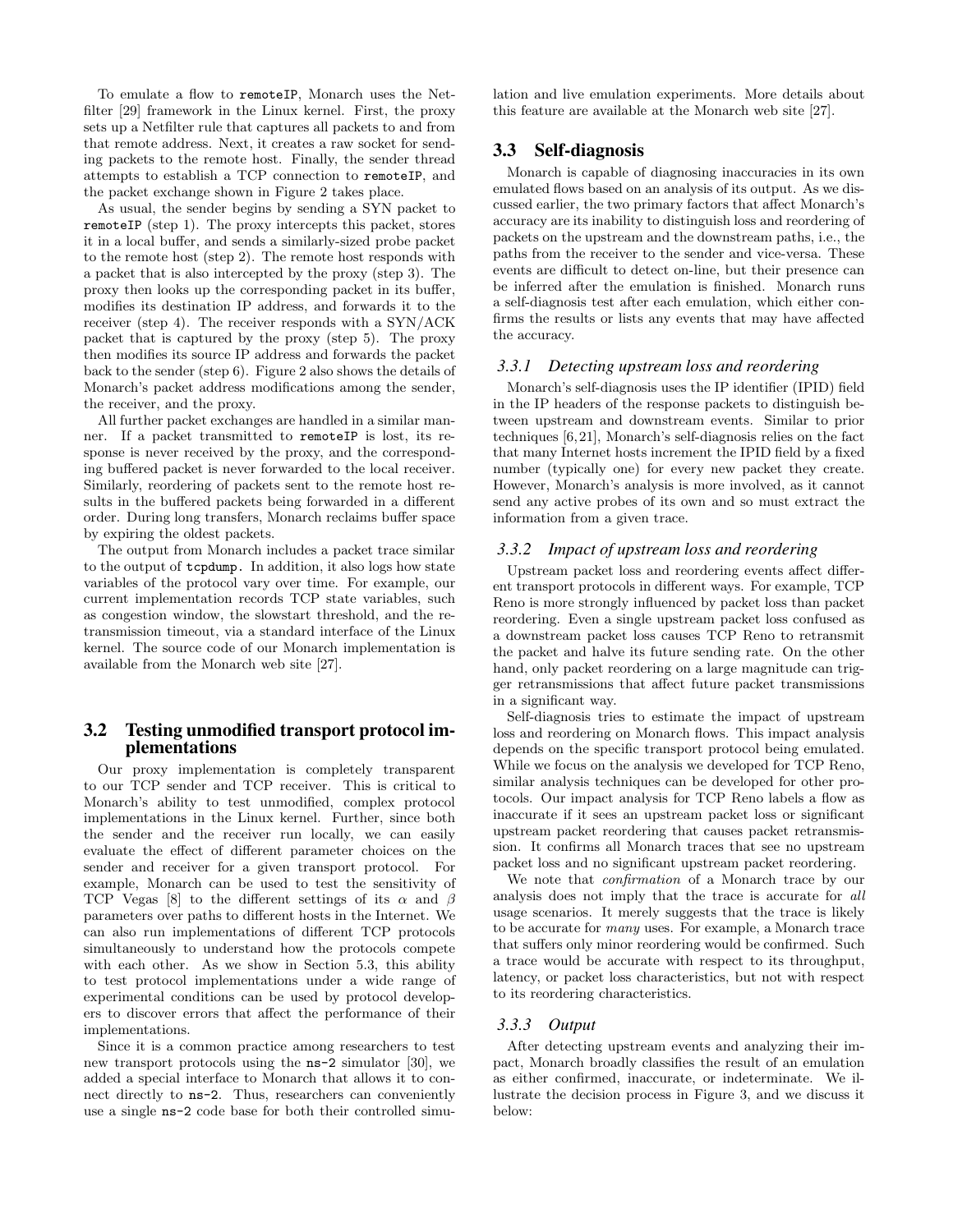To emulate a flow to `remoteIP`, Monarch uses the Netfilter [29] framework in the Linux kernel. First, the proxy sets up a Netfilter rule that captures all packets to and from that remote address. Next, it creates a raw socket for sending packets to the remote host. Finally, the sender thread attempts to establish a TCP connection to `remoteIP`, and the packet exchange shown in Figure 2 takes place.

As usual, the sender begins by sending a SYN packet to `remoteIP` (step 1). The proxy intercepts this packet, stores it in a local buffer, and sends a similarly-sized probe packet to the remote host (step 2). The remote host responds with a packet that is also intercepted by the proxy (step 3). The proxy then looks up the corresponding packet in its buffer, modifies its destination IP address, and forwards it to the receiver (step 4). The receiver responds with a SYN/ACK packet that is captured by the proxy (step 5). The proxy then modifies its source IP address and forwards the packet back to the sender (step 6). Figure 2 also shows the details of Monarch's packet address modifications among the sender, the receiver, and the proxy.

All further packet exchanges are handled in a similar manner. If a packet transmitted to `remoteIP` is lost, its response is never received by the proxy, and the corresponding buffered packet is never forwarded to the local receiver. Similarly, reordering of packets sent to the remote host results in the buffered packets being forwarded in a different order. During long transfers, Monarch reclaims buffer space by expiring the oldest packets.

The output from Monarch includes a packet trace similar to the output of `tcpdump`. In addition, it also logs how state variables of the protocol vary over time. For example, our current implementation records TCP state variables, such as congestion window, the slowstart threshold, and the retransmission timeout, via a standard interface of the Linux kernel. The source code of our Monarch implementation is available from the Monarch web site [27].

## 3.2 Testing unmodified transport protocol implementations

Our proxy implementation is completely transparent to our TCP sender and TCP receiver. This is critical to Monarch's ability to test unmodified, complex protocol implementations in the Linux kernel. Further, since both the sender and the receiver run locally, we can easily evaluate the effect of different parameter choices on the sender and receiver for a given transport protocol. For example, Monarch can be used to test the sensitivity of TCP Vegas [8] to the different settings of its $\alpha$ and $\beta$ parameters over paths to different hosts in the Internet. We can also run implementations of different TCP protocols simultaneously to understand how the protocols compete with each other. As we show in Section 5.3, this ability to test protocol implementations under a wide range of experimental conditions can be used by protocol developers to discover errors that affect the performance of their implementations.

Since it is a common practice among researchers to test new transport protocols using the `ns-2` simulator [30], we added a special interface to Monarch that allows it to connect directly to `ns-2`. Thus, researchers can conveniently use a single `ns-2` code base for both their controlled simulation and live emulation experiments. More details about this feature are available at the Monarch web site [27].

## 3.3 Self-diagnosis

Monarch is capable of diagnosing inaccuracies in its own emulated flows based on an analysis of its output. As we discussed earlier, the two primary factors that affect Monarch's accuracy are its inability to distinguish loss and reordering of packets on the upstream and the downstream paths, i.e., the paths from the receiver to the sender and vice-versa. These events are difficult to detect on-line, but their presence can be inferred after the emulation is finished. Monarch runs a self-diagnosis test after each emulation, which either confirms the results or lists any events that may have affected the accuracy.

### *3.3.1 Detecting upstream loss and reordering*

Monarch's self-diagnosis uses the IP identifier (IPID) field in the IP headers of the response packets to distinguish between upstream and downstream events. Similar to prior techniques [6,21], Monarch's self-diagnosis relies on the fact that many Internet hosts increment the IPID field by a fixed number (typically one) for every new packet they create. However, Monarch's analysis is more involved, as it cannot send any active probes of its own and so must extract the information from a given trace.

### *3.3.2 Impact of upstream loss and reordering*

Upstream packet loss and reordering events affect different transport protocols in different ways. For example, TCP Reno is more strongly influenced by packet loss than packet reordering. Even a single upstream packet loss confused as a downstream packet loss causes TCP Reno to retransmit the packet and halve its future sending rate. On the other hand, only packet reordering on a large magnitude can trigger retransmissions that affect future packet transmissions in a significant way.

Self-diagnosis tries to estimate the impact of upstream loss and reordering on Monarch flows. This impact analysis depends on the specific transport protocol being emulated. While we focus on the analysis we developed for TCP Reno, similar analysis techniques can be developed for other protocols. Our impact analysis for TCP Reno labels a flow as inaccurate if it sees an upstream packet loss or significant upstream packet reordering that causes packet retransmission. It confirms all Monarch traces that see no upstream packet loss and no significant upstream packet reordering.

We note that *confirmation* of a Monarch trace by our analysis does not imply that the trace is accurate for *all* usage scenarios. It merely suggests that the trace is likely to be accurate for *many* uses. For example, a Monarch trace that suffers only minor reordering would be confirmed. Such a trace would be accurate with respect to its throughput, latency, or packet loss characteristics, but not with respect to its reordering characteristics.

### *3.3.3 Output*

After detecting upstream events and analyzing their impact, Monarch broadly classifies the result of an emulation as either confirmed, inaccurate, or indeterminate. We illustrate the decision process in Figure 3, and we discuss it below: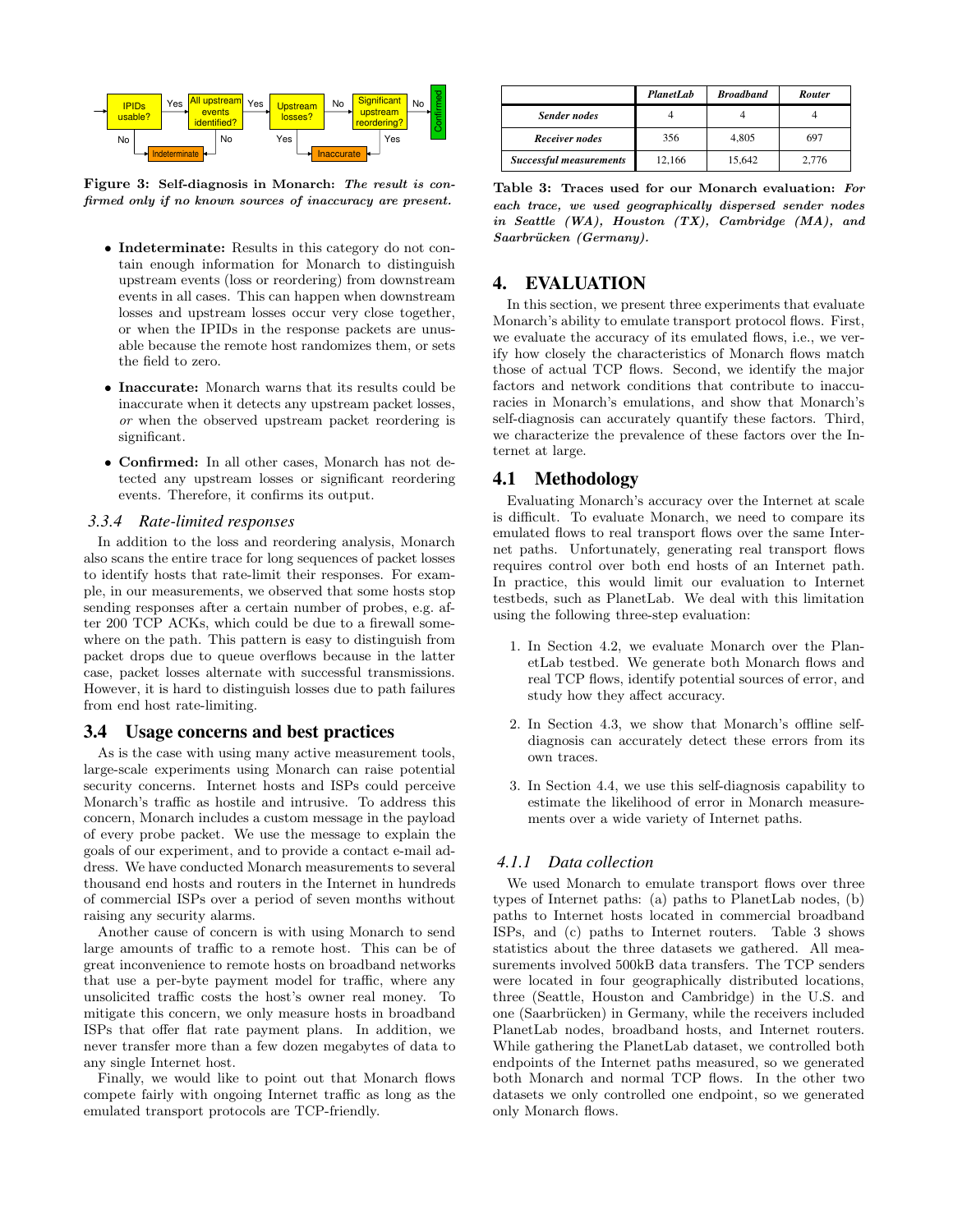IPIDs usable?
Yes
All upstream events identified?
Yes
Upstream losses?
No
Significant upstream reordering?
No
Confirmed
No
Indeterminate
No
Yes
Inaccurate
Yes

**Figure 3: Self-diagnosis in Monarch:** *The result is confirmed only if no known sources of inaccuracy are present.*

- **Indeterminate:** Results in this category do not contain enough information for Monarch to distinguish upstream events (loss or reordering) from downstream events in all cases. This can happen when downstream losses and upstream losses occur very close together, or when the IPIDs in the response packets are unusable because the remote host randomizes them, or sets the field to zero.
- **Inaccurate:** Monarch warns that its results could be inaccurate when it detects any upstream packet losses, *or* when the observed upstream packet reordering is significant.
- **Confirmed:** In all other cases, Monarch has not detected any upstream losses or significant reordering events. Therefore, it confirms its output.

#### 3.3.4 Rate-limited responses

In addition to the loss and reordering analysis, Monarch also scans the entire trace for long sequences of packet losses to identify hosts that rate-limit their responses. For example, in our measurements, we observed that some hosts stop sending responses after a certain number of probes, e.g. after 200 TCP ACKs, which could be due to a firewall somewhere on the path. This pattern is easy to distinguish from packet drops due to queue overflows because in the latter case, packet losses alternate with successful transmissions. However, it is hard to distinguish losses due to path failures from end host rate-limiting.

### 3.4 Usage concerns and best practices

As is the case with using many active measurement tools, large-scale experiments using Monarch can raise potential security concerns. Internet hosts and ISPs could perceive Monarch's traffic as hostile and intrusive. To address this concern, Monarch includes a custom message in the payload of every probe packet. We use the message to explain the goals of our experiment, and to provide a contact e-mail address. We have conducted Monarch measurements to several thousand end hosts and routers in the Internet in hundreds of commercial ISPs over a period of seven months without raising any security alarms.

Another cause of concern is with using Monarch to send large amounts of traffic to a remote host. This can be of great inconvenience to remote hosts on broadband networks that use a per-byte payment model for traffic, where any unsolicited traffic costs the host's owner real money. To mitigate this concern, we only measure hosts in broadband ISPs that offer flat rate payment plans. In addition, we never transfer more than a few dozen megabytes of data to any single Internet host.

Finally, we would like to point out that Monarch flows compete fairly with ongoing Internet traffic as long as the emulated transport protocols are TCP-friendly.

| | *PlanetLab* | *Broadband* | *Router* |
|---|---|---|---|
| ***Sender nodes*** | 4 | 4 | 4 |
| ***Receiver nodes*** | 356 | 4,805 | 697 |
| ***Successful measurements*** | 12,166 | 15,642 | 2,776 |

**Table 3: Traces used for our Monarch evaluation:** *For each trace, we used geographically dispersed sender nodes in Seattle (WA), Houston (TX), Cambridge (MA), and Saarbrücken (Germany).*

## 4. EVALUATION

In this section, we present three experiments that evaluate Monarch's ability to emulate transport protocol flows. First, we evaluate the accuracy of its emulated flows, i.e., we verify how closely the characteristics of Monarch flows match those of actual TCP flows. Second, we identify the major factors and network conditions that contribute to inaccuracies in Monarch's emulations, and show that Monarch's self-diagnosis can accurately quantify these factors. Third, we characterize the prevalence of these factors over the Internet at large.

### 4.1 Methodology

Evaluating Monarch's accuracy over the Internet at scale is difficult. To evaluate Monarch, we need to compare its emulated flows to real transport flows over the same Internet paths. Unfortunately, generating real transport flows requires control over both end hosts of an Internet path. In practice, this would limit our evaluation to Internet testbeds, such as PlanetLab. We deal with this limitation using the following three-step evaluation:

1. In Section 4.2, we evaluate Monarch over the PlanetLab testbed. We generate both Monarch flows and real TCP flows, identify potential sources of error, and study how they affect accuracy.
2. In Section 4.3, we show that Monarch's offline self-diagnosis can accurately detect these errors from its own traces.
3. In Section 4.4, we use this self-diagnosis capability to estimate the likelihood of error in Monarch measurements over a wide variety of Internet paths.

#### 4.1.1 Data collection

We used Monarch to emulate transport flows over three types of Internet paths: (a) paths to PlanetLab nodes, (b) paths to Internet hosts located in commercial broadband ISPs, and (c) paths to Internet routers. Table 3 shows statistics about the three datasets we gathered. All measurements involved 500kB data transfers. The TCP senders were located in four geographically distributed locations, three (Seattle, Houston and Cambridge) in the U.S. and one (Saarbrücken) in Germany, while the receivers included PlanetLab nodes, broadband hosts, and Internet routers. While gathering the PlanetLab dataset, we controlled both endpoints of the Internet paths measured, so we generated both Monarch and normal TCP flows. In the other two datasets we only controlled one endpoint, so we generated only Monarch flows.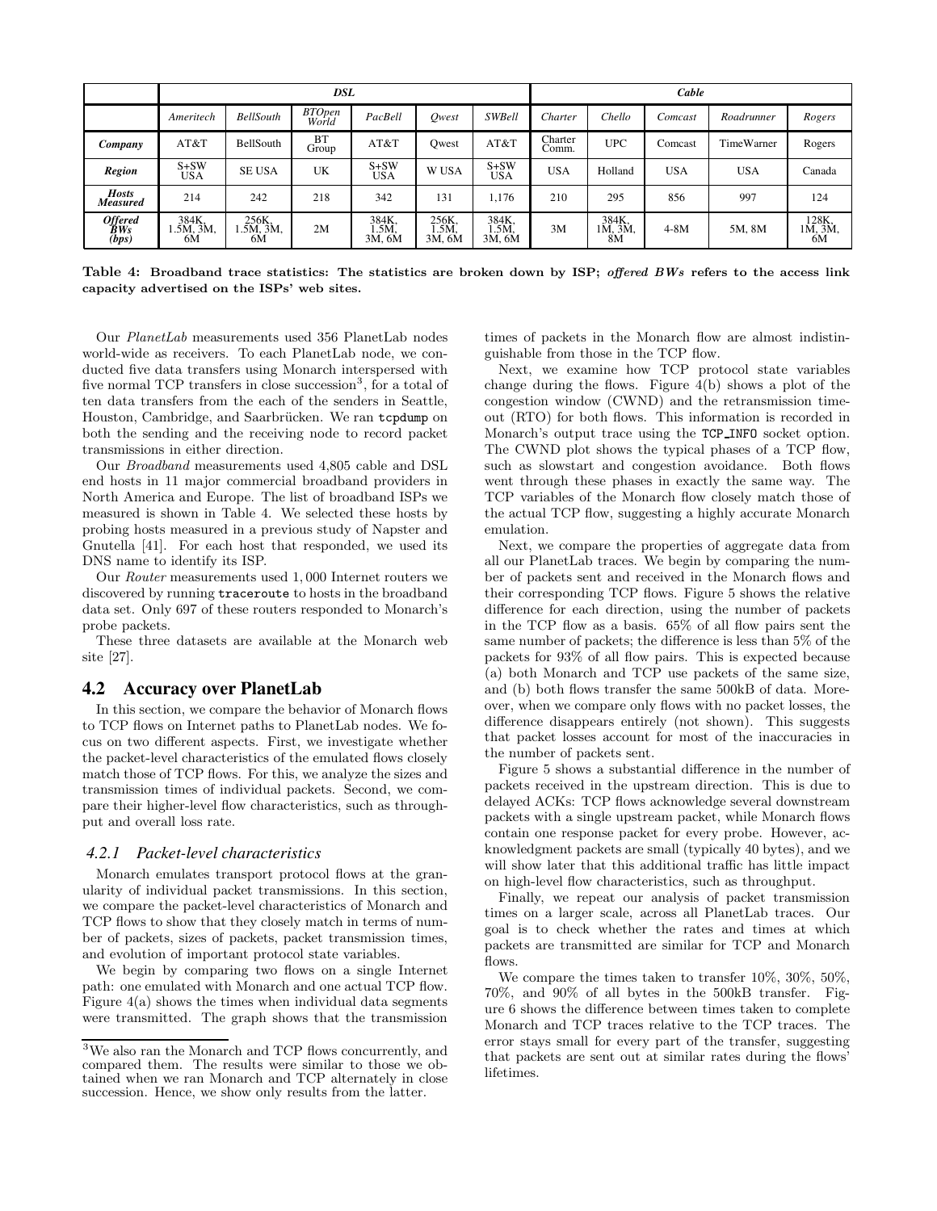| | *DSL* | | | | | | *Cable* | | | | |
|---|---|---|---|---|---|---|---|---|---|---|---|
| | *Ameritech* | *BellSouth* | *BTOpen World* | *PacBell* | *Qwest* | *SWBell* | *Charter* | *Chello* | *Comcast* | *Roadrunner* | *Rogers* |
| ***Company*** | AT&T | BellSouth | BT Group | AT&T | Qwest | AT&T | Charter Comm. | UPC | Comcast | TimeWarner | Rogers |
| ***Region*** | S+SW USA | SE USA | UK | S+SW USA | W USA | S+SW USA | USA | Holland | USA | USA | Canada |
| ***Hosts Measured*** | 214 | 242 | 218 | 342 | 131 | 1,176 | 210 | 295 | 856 | 997 | 124 |
| ***Offered BWs (bps)*** | 384K, 1.5M, 3M, 6M | 256K, 1.5M, 3M, 6M | 2M | 384K, 1.5M, 3M, 6M | 256K, 1.5M, 3M, 6M | 384K, 1.5M, 3M, 6M | 3M | 384K, 1M, 3M, 8M | 4-8M | 5M, 8M | 128K, 1M, 3M, 6M |

**Table 4: Broadband trace statistics: The statistics are broken down by ISP; *offered BWs* refers to the access link capacity advertised on the ISPs' web sites.**

Our *PlanetLab* measurements used 356 PlanetLab nodes world-wide as receivers. To each PlanetLab node, we conducted five data transfers using Monarch interspersed with five normal TCP transfers in close succession[3], for a total of ten data transfers from the each of the senders in Seattle, Houston, Cambridge, and Saarbrücken. We ran `tcpdump` on both the sending and the receiving node to record packet transmissions in either direction.

Our *Broadband* measurements used 4,805 cable and DSL end hosts in 11 major commercial broadband providers in North America and Europe. The list of broadband ISPs we measured is shown in Table 4. We selected these hosts by probing hosts measured in a previous study of Napster and Gnutella [41]. For each host that responded, we used its DNS name to identify its ISP.

Our *Router* measurements used 1,000 Internet routers we discovered by running `traceroute` to hosts in the broadband data set. Only 697 of these routers responded to Monarch's probe packets.

These three datasets are available at the Monarch web site [27].

## 4.2 Accuracy over PlanetLab

In this section, we compare the behavior of Monarch flows to TCP flows on Internet paths to PlanetLab nodes. We focus on two different aspects. First, we investigate whether the packet-level characteristics of the emulated flows closely match those of TCP flows. For this, we analyze the sizes and transmission times of individual packets. Second, we compare their higher-level flow characteristics, such as throughput and overall loss rate.

### 4.2.1 Packet-level characteristics

Monarch emulates transport protocol flows at the granularity of individual packet transmissions. In this section, we compare the packet-level characteristics of Monarch and TCP flows to show that they closely match in terms of number of packets, sizes of packets, packet transmission times, and evolution of important protocol state variables.

We begin by comparing two flows on a single Internet path: one emulated with Monarch and one actual TCP flow. Figure 4(a) shows the times when individual data segments were transmitted. The graph shows that the transmission times of packets in the Monarch flow are almost indistinguishable from those in the TCP flow.

Next, we examine how TCP protocol state variables change during the flows. Figure 4(b) shows a plot of the congestion window (CWND) and the retransmission timeout (RTO) for both flows. This information is recorded in Monarch's output trace using the `TCP_INFO` socket option. The CWND plot shows the typical phases of a TCP flow, such as slowstart and congestion avoidance. Both flows went through these phases in exactly the same way. The TCP variables of the Monarch flow closely match those of the actual TCP flow, suggesting a highly accurate Monarch emulation.

Next, we compare the properties of aggregate data from all our PlanetLab traces. We begin by comparing the number of packets sent and received in the Monarch flows and their corresponding TCP flows. Figure 5 shows the relative difference for each direction, using the number of packets in the TCP flow as a basis. 65% of all flow pairs sent the same number of packets; the difference is less than 5% of the packets for 93% of all flow pairs. This is expected because (a) both Monarch and TCP use packets of the same size, and (b) both flows transfer the same 500kB of data. Moreover, when we compare only flows with no packet losses, the difference disappears entirely (not shown). This suggests that packet losses account for most of the inaccuracies in the number of packets sent.

Figure 5 shows a substantial difference in the number of packets received in the upstream direction. This is due to delayed ACKs: TCP flows acknowledge several downstream packets with a single upstream packet, while Monarch flows contain one response packet for every probe. However, acknowledgment packets are small (typically 40 bytes), and we will show later that this additional traffic has little impact on high-level flow characteristics, such as throughput.

Finally, we repeat our analysis of packet transmission times on a larger scale, across all PlanetLab traces. Our goal is to check whether the rates and times at which packets are transmitted are similar for TCP and Monarch flows.

We compare the times taken to transfer 10%, 30%, 50%, 70%, and 90% of all bytes in the 500kB transfer. Figure 6 shows the difference between times taken to complete Monarch and TCP traces relative to the TCP traces. The error stays small for every part of the transfer, suggesting that packets are sent out at similar rates during the flows' lifetimes.

[3] We also ran the Monarch and TCP flows concurrently, and compared them. The results were similar to those we obtained when we ran Monarch and TCP alternately in close succession. Hence, we show only results from the latter.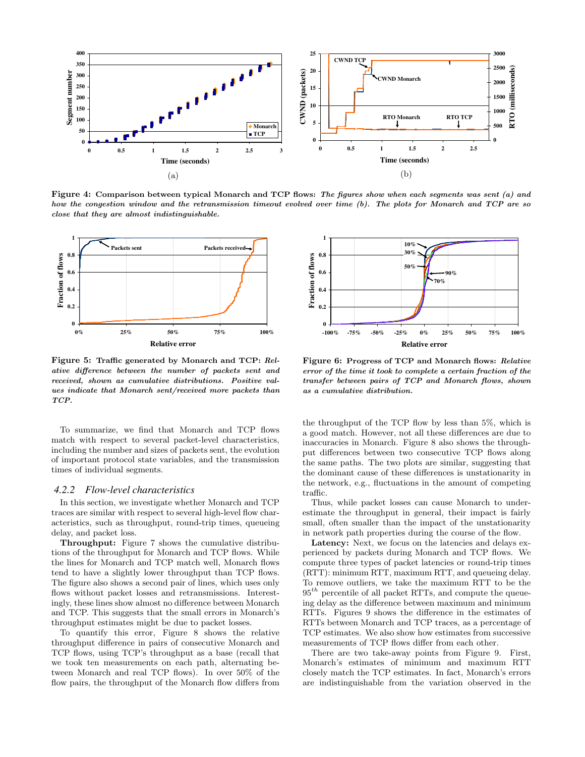**Figure 4: Comparison between typical Monarch and TCP flows:** *The figures show when each segments was sent (a) and how the congestion window and the retransmission timeout evolved over time (b). The plots for Monarch and TCP are so close that they are almost indistinguishable.*

**Figure 5: Traffic generated by Monarch and TCP:** *Relative difference between the number of packets sent and received, shown as cumulative distributions. Positive values indicate that Monarch sent/received more packets than TCP.*

**Figure 6: Progress of TCP and Monarch flows:** *Relative error of the time it took to complete a certain fraction of the transfer between pairs of TCP and Monarch flows, shown as a cumulative distribution.*

To summarize, we find that Monarch and TCP flows match with respect to several packet-level characteristics, including the number and sizes of packets sent, the evolution of important protocol state variables, and the transmission times of individual segments.

### 4.2.2 Flow-level characteristics

In this section, we investigate whether Monarch and TCP traces are similar with respect to several high-level flow characteristics, such as throughput, round-trip times, queueing delay, and packet loss.

**Throughput:** Figure 7 shows the cumulative distributions of the throughput for Monarch and TCP flows. While the lines for Monarch and TCP match well, Monarch flows tend to have a slightly lower throughput than TCP flows. The figure also shows a second pair of lines, which uses only flows without packet losses and retransmissions. Interestingly, these lines show almost no difference between Monarch and TCP. This suggests that the small errors in Monarch's throughput estimates might be due to packet losses.

To quantify this error, Figure 8 shows the relative throughput difference in pairs of consecutive Monarch and TCP flows, using TCP's throughput as a base (recall that we took ten measurements on each path, alternating between Monarch and real TCP flows). In over 50% of the flow pairs, the throughput of the Monarch flow differs from the throughput of the TCP flow by less than 5%, which is a good match. However, not all these differences are due to inaccuracies in Monarch. Figure 8 also shows the throughput differences between two consecutive TCP flows along the same paths. The two plots are similar, suggesting that the dominant cause of these differences is unstationarity in the network, e.g., fluctuations in the amount of competing traffic.

Thus, while packet losses can cause Monarch to underestimate the throughput in general, their impact is fairly small, often smaller than the impact of the unstationarity in network path properties during the course of the flow.

**Latency:** Next, we focus on the latencies and delays experienced by packets during Monarch and TCP flows. We compute three types of packet latencies or round-trip times (RTT): minimum RTT, maximum RTT, and queueing delay. To remove outliers, we take the maximum RTT to be the $95^{th}$ percentile of all packet RTTs, and compute the queueing delay as the difference between maximum and minimum RTTs. Figures 9 shows the difference in the estimates of RTTs between Monarch and TCP traces, as a percentage of TCP estimates. We also show how estimates from successive measurements of TCP flows differ from each other.

There are two take-away points from Figure 9. First, Monarch's estimates of minimum and maximum RTT closely match the TCP estimates. In fact, Monarch's errors are indistinguishable from the variation observed in the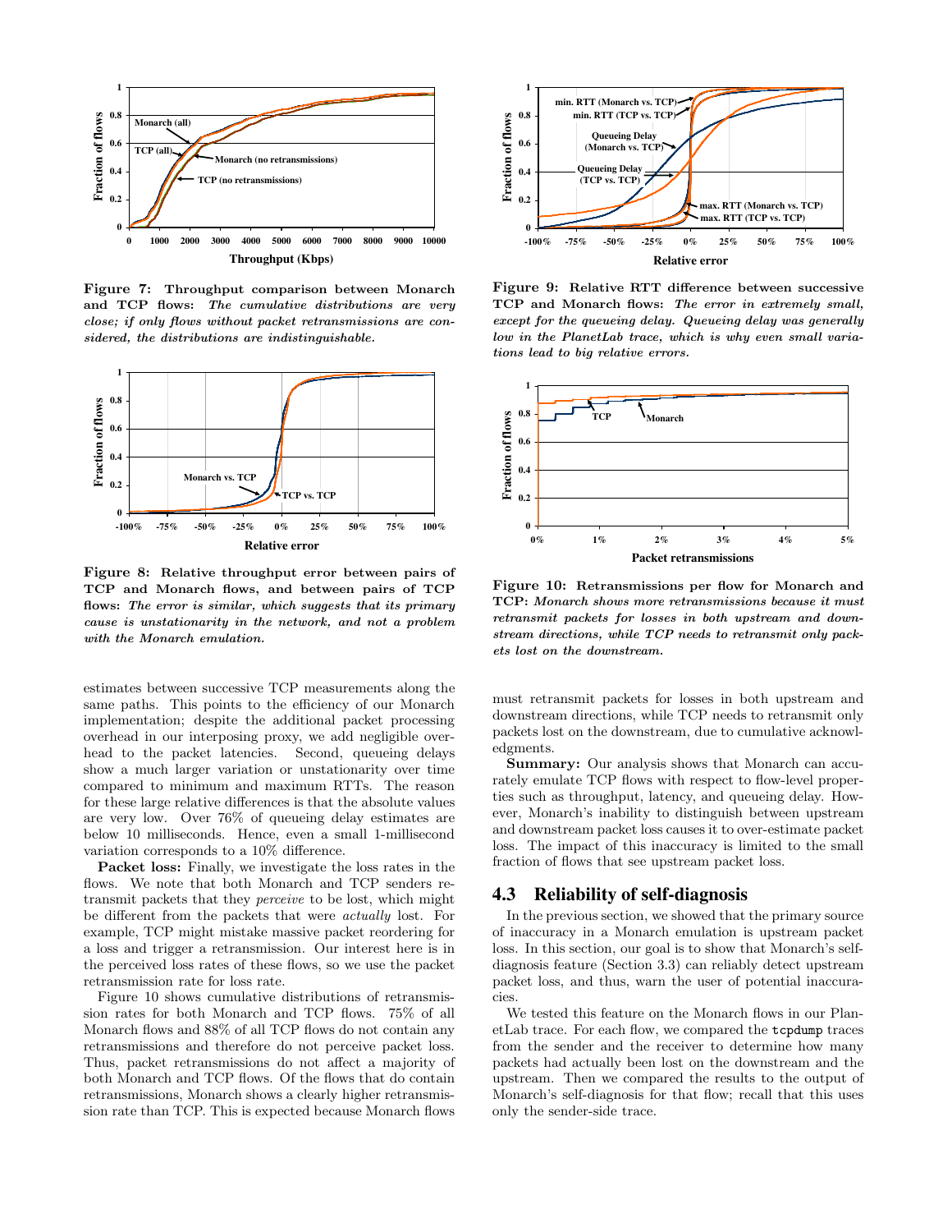**Figure 7: Throughput comparison between Monarch and TCP flows:** *The cumulative distributions are very close; if only flows without packet retransmissions are considered, the distributions are indistinguishable.*

**Figure 8: Relative throughput error between pairs of TCP and Monarch flows, and between pairs of TCP flows:** *The error is similar, which suggests that its primary cause is unstationarity in the network, and not a problem with the Monarch emulation.*

estimates between successive TCP measurements along the same paths. This points to the efficiency of our Monarch implementation; despite the additional packet processing overhead in our interposing proxy, we add negligible overhead to the packet latencies. Second, queueing delays show a much larger variation or unstationarity over time compared to minimum and maximum RTTs. The reason for these large relative differences is that the absolute values are very low. Over 76% of queueing delay estimates are below 10 milliseconds. Hence, even a small 1-millisecond variation corresponds to a 10% difference.

**Packet loss:** Finally, we investigate the loss rates in the flows. We note that both Monarch and TCP senders retransmit packets that they *perceive* to be lost, which might be different from the packets that were *actually* lost. For example, TCP might mistake massive packet reordering for a loss and trigger a retransmission. Our interest here is in the perceived loss rates of these flows, so we use the packet retransmission rate for loss rate.

Figure 10 shows cumulative distributions of retransmission rates for both Monarch and TCP flows. 75% of all Monarch flows and 88% of all TCP flows do not contain any retransmissions and therefore do not perceive packet loss. Thus, packet retransmissions do not affect a majority of both Monarch and TCP flows. Of the flows that do contain retransmissions, Monarch shows a clearly higher retransmission rate than TCP. This is expected because Monarch flows must retransmit packets for losses in both upstream and downstream directions, while TCP needs to retransmit only packets lost on the downstream, due to cumulative acknowledgments.

**Figure 9: Relative RTT difference between successive TCP and Monarch flows:** *The error in extremely small, except for the queueing delay. Queueing delay was generally low in the PlanetLab trace, which is why even small variations lead to big relative errors.*

**Figure 10: Retransmissions per flow for Monarch and TCP:** *Monarch shows more retransmissions because it must retransmit packets for losses in both upstream and downstream directions, while TCP needs to retransmit only packets lost on the downstream.*

**Summary:** Our analysis shows that Monarch can accurately emulate TCP flows with respect to flow-level properties such as throughput, latency, and queueing delay. However, Monarch's inability to distinguish between upstream and downstream packet loss causes it to over-estimate packet loss. The impact of this inaccuracy is limited to the small fraction of flows that see upstream packet loss.

## 4.3 Reliability of self-diagnosis

In the previous section, we showed that the primary source of inaccuracy in a Monarch emulation is upstream packet loss. In this section, our goal is to show that Monarch's self-diagnosis feature (Section 3.3) can reliably detect upstream packet loss, and thus, warn the user of potential inaccuracies.

We tested this feature on the Monarch flows in our PlanetLab trace. For each flow, we compared the `tcpdump` traces from the sender and the receiver to determine how many packets had actually been lost on the downstream and the upstream. Then we compared the results to the output of Monarch's self-diagnosis for that flow; recall that this uses only the sender-side trace.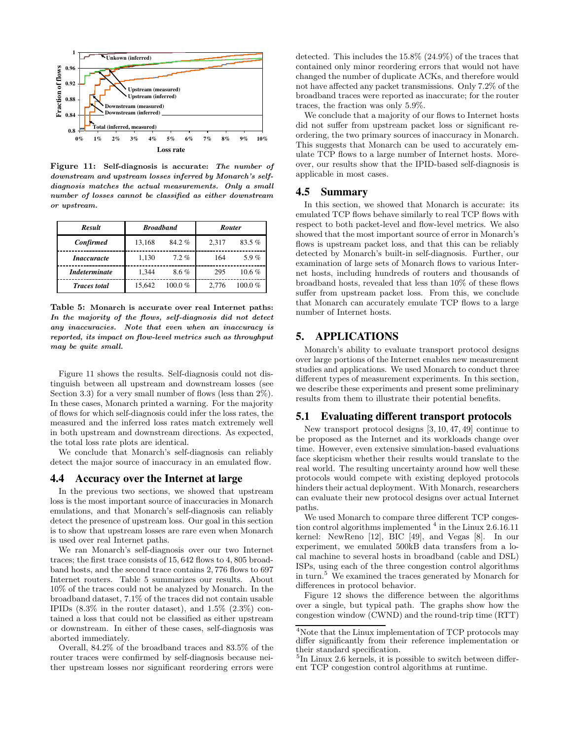Figure 11: **Self-diagnosis is accurate:** *The number of downstream and upstream losses inferred by Monarch's self-diagnosis matches the actual measurements. Only a small number of losses cannot be classified as either downstream or upstream.*

| *Result* | *Broadband* | | *Router* | |
|---|---|---|---|---|
| *Confirmed* | 13,168 | 84.2 % | 2,317 | 83.5 % |
| *Inaccuracte* | 1,130 | 7.2 % | 164 | 5.9 % |
| *Indeterminate* | 1,344 | 8.6 % | 295 | 10.6 % |
| *Traces total* | 15,642 | 100.0 % | 2,776 | 100.0 % |

Table 5: **Monarch is accurate over real Internet paths:** *In the majority of the flows, self-diagnosis did not detect any inaccuracies. Note that even when an inaccuracy is reported, its impact on flow-level metrics such as throughput may be quite small.*

Figure 11 shows the results. Self-diagnosis could not distinguish between all upstream and downstream losses (see Section 3.3) for a very small number of flows (less than 2%). In these cases, Monarch printed a warning. For the majority of flows for which self-diagnosis could infer the loss rates, the measured and the inferred loss rates match extremely well in both upstream and downstream directions. As expected, the total loss rate plots are identical.

We conclude that Monarch's self-diagnosis can reliably detect the major source of inaccuracy in an emulated flow.

### 4.4 Accuracy over the Internet at large

In the previous two sections, we showed that upstream loss is the most important source of inaccuracies in Monarch emulations, and that Monarch's self-diagnosis can reliably detect the presence of upstream loss. Our goal in this section is to show that upstream losses are rare even when Monarch is used over real Internet paths.

We ran Monarch's self-diagnosis over our two Internet traces; the first trace consists of 15,642 flows to 4,805 broadband hosts, and the second trace contains 2,776 flows to 697 Internet routers. Table 5 summarizes our results. About 10% of the traces could not be analyzed by Monarch. In the broadband dataset, 7.1% of the traces did not contain usable IPIDs (8.3% in the router dataset), and 1.5% (2.3%) contained a loss that could not be classified as either upstream or downstream. In either of these cases, self-diagnosis was aborted immediately.

Overall, 84.2% of the broadband traces and 83.5% of the router traces were confirmed by self-diagnosis because neither upstream losses nor significant reordering errors were detected. This includes the 15.8% (24.9%) of the traces that contained only minor reordering errors that would not have changed the number of duplicate ACKs, and therefore would not have affected any packet transmissions. Only 7.2% of the broadband traces were reported as inaccurate; for the router traces, the fraction was only 5.9%.

We conclude that a majority of our flows to Internet hosts did not suffer from upstream packet loss or significant reordering, the two primary sources of inaccuracy in Monarch. This suggests that Monarch can be used to accurately emulate TCP flows to a large number of Internet hosts. Moreover, our results show that the IPID-based self-diagnosis is applicable in most cases.

### 4.5 Summary

In this section, we showed that Monarch is accurate: its emulated TCP flows behave similarly to real TCP flows with respect to both packet-level and flow-level metrics. We also showed that the most important source of error in Monarch's flows is upstream packet loss, and that this can be reliably detected by Monarch's built-in self-diagnosis. Further, our examination of large sets of Monarch flows to various Internet hosts, including hundreds of routers and thousands of broadband hosts, revealed that less than 10% of these flows suffer from upstream packet loss. From this, we conclude that Monarch can accurately emulate TCP flows to a large number of Internet hosts.

## 5. APPLICATIONS

Monarch's ability to evaluate transport protocol designs over large portions of the Internet enables new measurement studies and applications. We used Monarch to conduct three different types of measurement experiments. In this section, we describe these experiments and present some preliminary results from them to illustrate their potential benefits.

### 5.1 Evaluating different transport protocols

New transport protocol designs [3, 10, 47, 49] continue to be proposed as the Internet and its workloads change over time. However, even extensive simulation-based evaluations face skepticism whether their results would translate to the real world. The resulting uncertainty around how well these protocols would compete with existing deployed protocols hinders their actual deployment. With Monarch, researchers can evaluate their new protocol designs over actual Internet paths.

We used Monarch to compare three different TCP congestion control algorithms implemented [4] in the Linux 2.6.16.11 kernel: NewReno [12], BIC [49], and Vegas [8]. In our experiment, we emulated 500kB data transfers from a local machine to several hosts in broadband (cable and DSL) ISPs, using each of the three congestion control algorithms in turn.[5] We examined the traces generated by Monarch for differences in protocol behavior.

Figure 12 shows the difference between the algorithms over a single, but typical path. The graphs show how the congestion window (CWND) and the round-trip time (RTT)

[4] Note that the Linux implementation of TCP protocols may differ significantly from their reference implementation or their standard specification.

[5] In Linux 2.6 kernels, it is possible to switch between different TCP congestion control algorithms at runtime.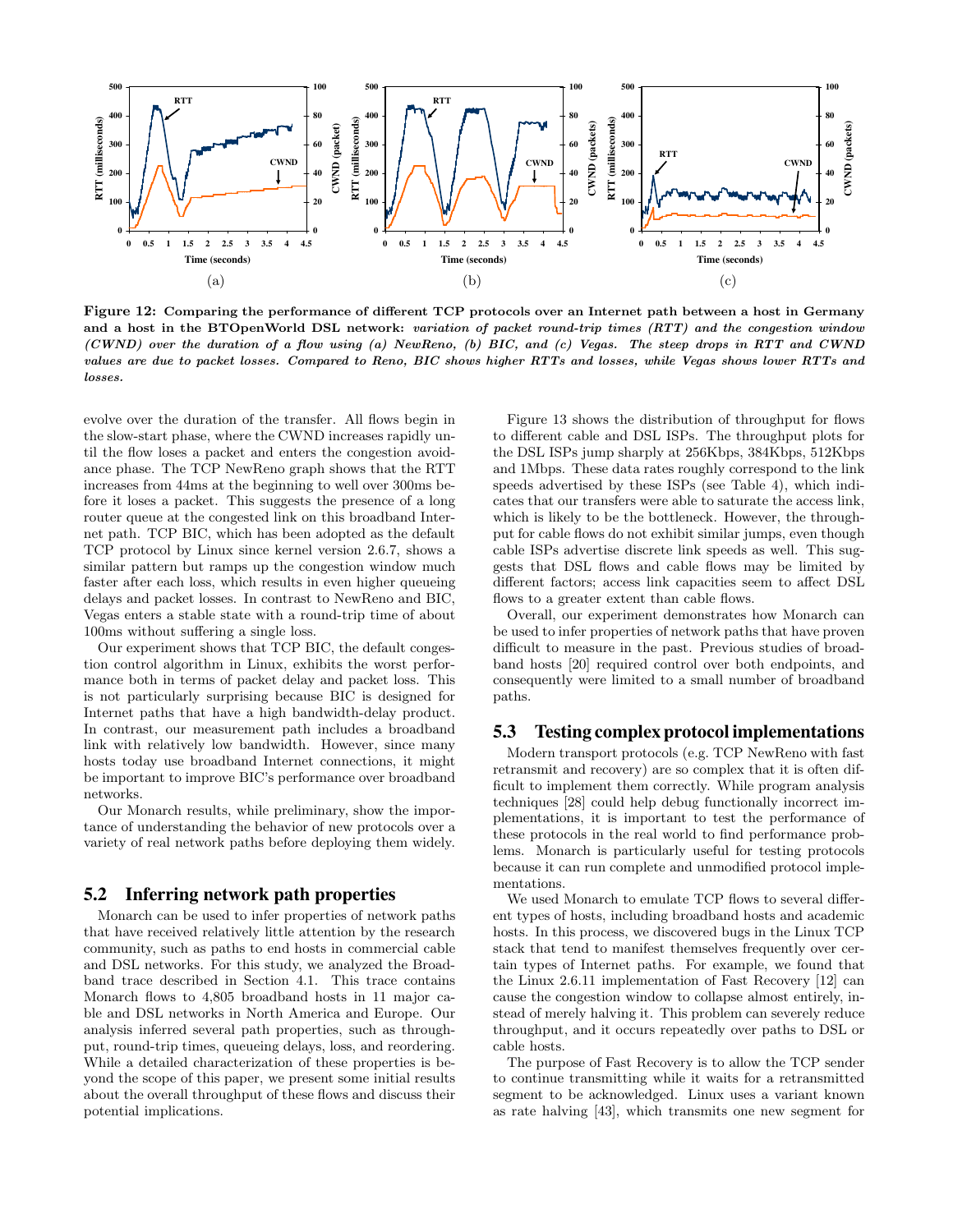RTT (milliseconds)
CWND (packet)
Time (seconds)
RTT
CWND
0 0.5 1 1.5 2 2.5 3 3.5 4 4.5
0 100 200 300 400 500
0 20 40 60 80 100

(a)

RTT (milliseconds)
CWND (packets)
Time (seconds)
RTT
CWND
0 0.5 1 1.5 2 2.5 3 3.5 4 4.5
0 100 200 300 400 500
0 20 40 60 80 100

(b)

RTT (milliseconds)
CWND (packets)
Time (seconds)
RTT
CWND
0 0.5 1 1.5 2 2.5 3 3.5 4 4.5
0 100 200 300 400 500
0 20 40 60 80 100

(c)

**Figure 12: Comparing the performance of different TCP protocols over an Internet path between a host in Germany and a host in the BTOpenWorld DSL network:** ***variation of packet round-trip times (RTT) and the congestion window (CWND) over the duration of a flow using (a) NewReno, (b) BIC, and (c) Vegas. The steep drops in RTT and CWND values are due to packet losses. Compared to Reno, BIC shows higher RTTs and losses, while Vegas shows lower RTTs and losses.***

evolve over the duration of the transfer. All flows begin in the slow-start phase, where the CWND increases rapidly until the flow loses a packet and enters the congestion avoidance phase. The TCP NewReno graph shows that the RTT increases from 44ms at the beginning to well over 300ms before it loses a packet. This suggests the presence of a long router queue at the congested link on this broadband Internet path. TCP BIC, which has been adopted as the default TCP protocol by Linux since kernel version 2.6.7, shows a similar pattern but ramps up the congestion window much faster after each loss, which results in even higher queueing delays and packet losses. In contrast to NewReno and BIC, Vegas enters a stable state with a round-trip time of about 100ms without suffering a single loss.

Our experiment shows that TCP BIC, the default congestion control algorithm in Linux, exhibits the worst performance both in terms of packet delay and packet loss. This is not particularly surprising because BIC is designed for Internet paths that have a high bandwidth-delay product. In contrast, our measurement path includes a broadband link with relatively low bandwidth. However, since many hosts today use broadband Internet connections, it might be important to improve BIC's performance over broadband networks.

Our Monarch results, while preliminary, show the importance of understanding the behavior of new protocols over a variety of real network paths before deploying them widely.

## 5.2 Inferring network path properties

Monarch can be used to infer properties of network paths that have received relatively little attention by the research community, such as paths to end hosts in commercial cable and DSL networks. For this study, we analyzed the Broadband trace described in Section 4.1. This trace contains Monarch flows to 4,805 broadband hosts in 11 major cable and DSL networks in North America and Europe. Our analysis inferred several path properties, such as throughput, round-trip times, queueing delays, loss, and reordering. While a detailed characterization of these properties is beyond the scope of this paper, we present some initial results about the overall throughput of these flows and discuss their potential implications.

Figure 13 shows the distribution of throughput for flows to different cable and DSL ISPs. The throughput plots for the DSL ISPs jump sharply at 256Kbps, 384Kbps, 512Kbps and 1Mbps. These data rates roughly correspond to the link speeds advertised by these ISPs (see Table 4), which indicates that our transfers were able to saturate the access link, which is likely to be the bottleneck. However, the throughput for cable flows do not exhibit similar jumps, even though cable ISPs advertise discrete link speeds as well. This suggests that DSL flows and cable flows may be limited by different factors; access link capacities seem to affect DSL flows to a greater extent than cable flows.

Overall, our experiment demonstrates how Monarch can be used to infer properties of network paths that have proven difficult to measure in the past. Previous studies of broadband hosts [20] required control over both endpoints, and consequently were limited to a small number of broadband paths.

## 5.3 Testing complex protocol implementations

Modern transport protocols (e.g. TCP NewReno with fast retransmit and recovery) are so complex that it is often difficult to implement them correctly. While program analysis techniques [28] could help debug functionally incorrect implementations, it is important to test the performance of these protocols in the real world to find performance problems. Monarch is particularly useful for testing protocols because it can run complete and unmodified protocol implementations.

We used Monarch to emulate TCP flows to several different types of hosts, including broadband hosts and academic hosts. In this process, we discovered bugs in the Linux TCP stack that tend to manifest themselves frequently over certain types of Internet paths. For example, we found that the Linux 2.6.11 implementation of Fast Recovery [12] can cause the congestion window to collapse almost entirely, instead of merely halving it. This problem can severely reduce throughput, and it occurs repeatedly over paths to DSL or cable hosts.

The purpose of Fast Recovery is to allow the TCP sender to continue transmitting while it waits for a retransmitted segment to be acknowledged. Linux uses a variant known as rate halving [43], which transmits one new segment for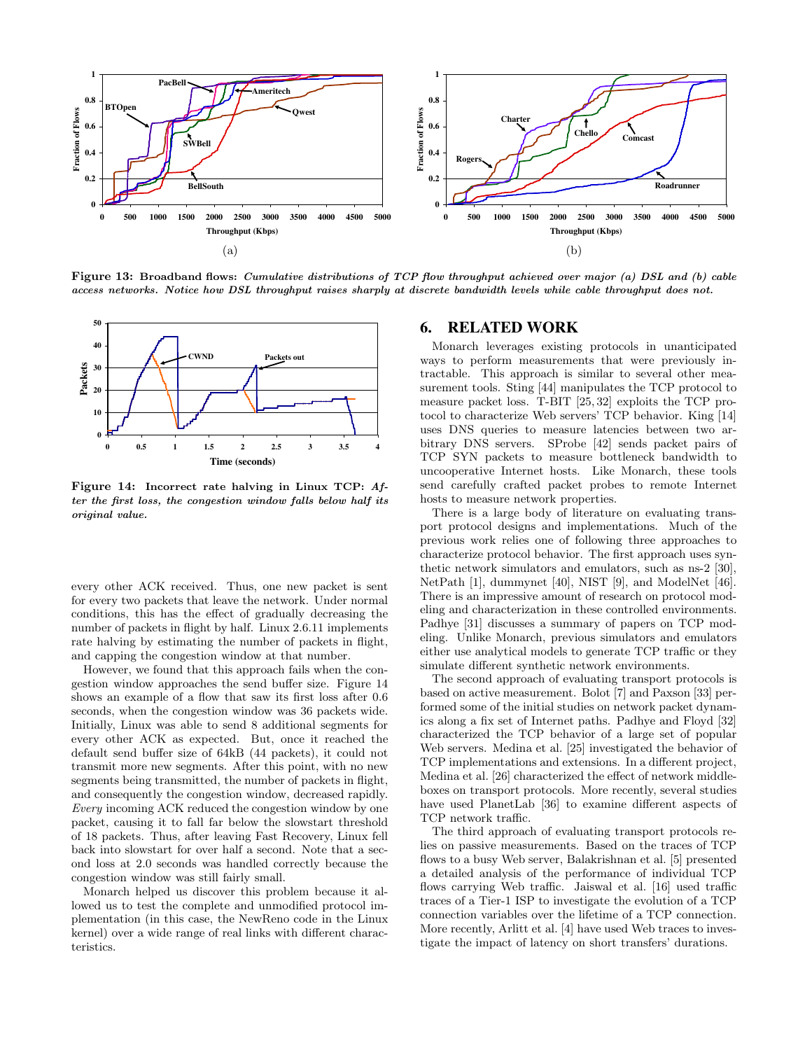**Figure 13: Broadband flows:** *Cumulative distributions of TCP flow throughput achieved over major (a) DSL and (b) cable access networks. Notice how DSL throughput raises sharply at discrete bandwidth levels while cable throughput does not.*

**Figure 14: Incorrect rate halving in Linux TCP:** *After the first loss, the congestion window falls below half its original value.*

every other ACK received. Thus, one new packet is sent for every two packets that leave the network. Under normal conditions, this has the effect of gradually decreasing the number of packets in flight by half. Linux 2.6.11 implements rate halving by estimating the number of packets in flight, and capping the congestion window at that number.

However, we found that this approach fails when the congestion window approaches the send buffer size. Figure 14 shows an example of a flow that saw its first loss after 0.6 seconds, when the congestion window was 36 packets wide. Initially, Linux was able to send 8 additional segments for every other ACK as expected. But, once it reached the default send buffer size of 64kB (44 packets), it could not transmit more new segments. After this point, with no new segments being transmitted, the number of packets in flight, and consequently the congestion window, decreased rapidly. *Every* incoming ACK reduced the congestion window by one packet, causing it to fall far below the slowstart threshold of 18 packets. Thus, after leaving Fast Recovery, Linux fell back into slowstart for over half a second. Note that a second loss at 2.0 seconds was handled correctly because the congestion window was still fairly small.

Monarch helped us discover this problem because it allowed us to test the complete and unmodified protocol implementation (in this case, the NewReno code in the Linux kernel) over a wide range of real links with different characteristics.

## 6. RELATED WORK

Monarch leverages existing protocols in unanticipated ways to perform measurements that were previously intractable. This approach is similar to several other measurement tools. Sting [44] manipulates the TCP protocol to measure packet loss. T-BIT [25, 32] exploits the TCP protocol to characterize Web servers' TCP behavior. King [14] uses DNS queries to measure latencies between two arbitrary DNS servers. SProbe [42] sends packet pairs of TCP SYN packets to measure bottleneck bandwidth to uncooperative Internet hosts. Like Monarch, these tools send carefully crafted packet probes to remote Internet hosts to measure network properties.

There is a large body of literature on evaluating transport protocol designs and implementations. Much of the previous work relies one of following three approaches to characterize protocol behavior. The first approach uses synthetic network simulators and emulators, such as ns-2 [30], NetPath [1], dummynet [40], NIST [9], and ModelNet [46]. There is an impressive amount of research on protocol modeling and characterization in these controlled environments. Padhye [31] discusses a summary of papers on TCP modeling. Unlike Monarch, previous simulators and emulators either use analytical models to generate TCP traffic or they simulate different synthetic network environments.

The second approach of evaluating transport protocols is based on active measurement. Bolot [7] and Paxson [33] performed some of the initial studies on network packet dynamics along a fix set of Internet paths. Padhye and Floyd [32] characterized the TCP behavior of a large set of popular Web servers. Medina et al. [25] investigated the behavior of TCP implementations and extensions. In a different project, Medina et al. [26] characterized the effect of network middleboxes on transport protocols. More recently, several studies have used PlanetLab [36] to examine different aspects of TCP network traffic.

The third approach of evaluating transport protocols relies on passive measurements. Based on the traces of TCP flows to a busy Web server, Balakrishnan et al. [5] presented a detailed analysis of the performance of individual TCP flows carrying Web traffic. Jaiswal et al. [16] used traffic traces of a Tier-1 ISP to investigate the evolution of a TCP connection variables over the lifetime of a TCP connection. More recently, Arlitt et al. [4] have used Web traces to investigate the impact of latency on short transfers' durations.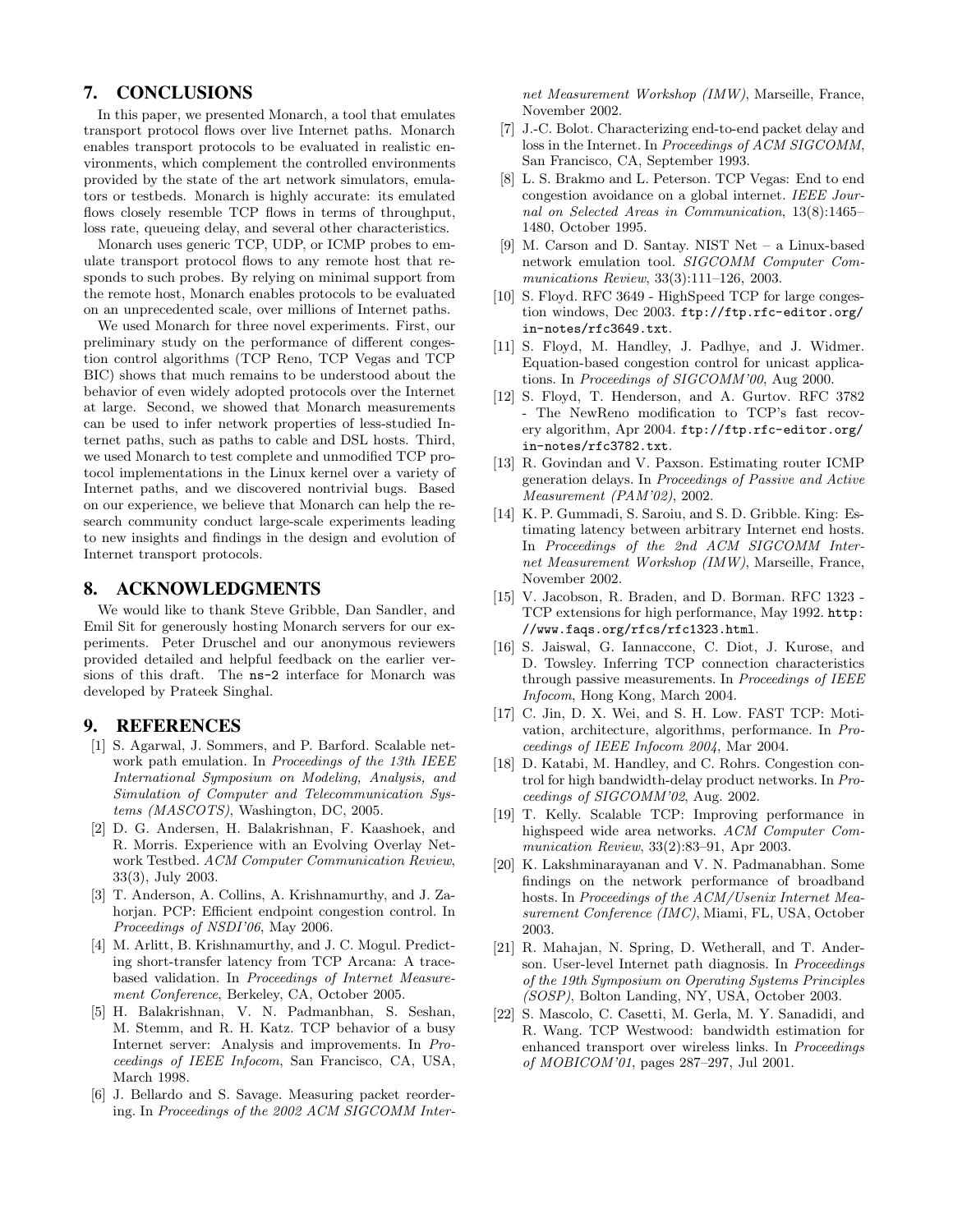## 7. CONCLUSIONS

In this paper, we presented Monarch, a tool that emulates transport protocol flows over live Internet paths. Monarch enables transport protocols to be evaluated in realistic environments, which complement the controlled environments provided by the state of the art network simulators, emulators or testbeds. Monarch is highly accurate: its emulated flows closely resemble TCP flows in terms of throughput, loss rate, queueing delay, and several other characteristics.

Monarch uses generic TCP, UDP, or ICMP probes to emulate transport protocol flows to any remote host that responds to such probes. By relying on minimal support from the remote host, Monarch enables protocols to be evaluated on an unprecedented scale, over millions of Internet paths.

We used Monarch for three novel experiments. First, our preliminary study on the performance of different congestion control algorithms (TCP Reno, TCP Vegas and TCP BIC) shows that much remains to be understood about the behavior of even widely adopted protocols over the Internet at large. Second, we showed that Monarch measurements can be used to infer network properties of less-studied Internet paths, such as paths to cable and DSL hosts. Third, we used Monarch to test complete and unmodified TCP protocol implementations in the Linux kernel over a variety of Internet paths, and we discovered nontrivial bugs. Based on our experience, we believe that Monarch can help the research community conduct large-scale experiments leading to new insights and findings in the design and evolution of Internet transport protocols.

## 8. ACKNOWLEDGMENTS

We would like to thank Steve Gribble, Dan Sandler, and Emil Sit for generously hosting Monarch servers for our experiments. Peter Druschel and our anonymous reviewers provided detailed and helpful feedback on the earlier versions of this draft. The `ns-2` interface for Monarch was developed by Prateek Singhal.

## 9. REFERENCES

[1] S. Agarwal, J. Sommers, and P. Barford. Scalable network path emulation. In *Proceedings of the 13th IEEE International Symposium on Modeling, Analysis, and Simulation of Computer and Telecommunication Systems (MASCOTS)*, Washington, DC, 2005.

[2] D. G. Andersen, H. Balakrishnan, F. Kaashoek, and R. Morris. Experience with an Evolving Overlay Network Testbed. *ACM Computer Communication Review*, 33(3), July 2003.

[3] T. Anderson, A. Collins, A. Krishnamurthy, and J. Zahorjan. PCP: Efficient endpoint congestion control. In *Proceedings of NSDI'06*, May 2006.

[4] M. Arlitt, B. Krishnamurthy, and J. C. Mogul. Predicting short-transfer latency from TCP Arcana: A trace-based validation. In *Proceedings of Internet Measurement Conference*, Berkeley, CA, October 2005.

[5] H. Balakrishnan, V. N. Padmanbhan, S. Seshan, M. Stemm, and R. H. Katz. TCP behavior of a busy Internet server: Analysis and improvements. In *Proceedings of IEEE Infocom*, San Francisco, CA, USA, March 1998.

[6] J. Bellardo and S. Savage. Measuring packet reordering. In *Proceedings of the 2002 ACM SIGCOMM Internet Measurement Workshop (IMW)*, Marseille, France, November 2002.

[7] J.-C. Bolot. Characterizing end-to-end packet delay and loss in the Internet. In *Proceedings of ACM SIGCOMM*, San Francisco, CA, September 1993.

[8] L. S. Brakmo and L. Peterson. TCP Vegas: End to end congestion avoidance on a global internet. *IEEE Journal on Selected Areas in Communication*, 13(8):1465–1480, October 1995.

[9] M. Carson and D. Santay. NIST Net – a Linux-based network emulation tool. *SIGCOMM Computer Communications Review*, 33(3):111–126, 2003.

[10] S. Floyd. RFC 3649 - HighSpeed TCP for large congestion windows, Dec 2003. `ftp://ftp.rfc-editor.org/in-notes/rfc3649.txt`.

[11] S. Floyd, M. Handley, J. Padhye, and J. Widmer. Equation-based congestion control for unicast applications. In *Proceedings of SIGCOMM'00*, Aug 2000.

[12] S. Floyd, T. Henderson, and A. Gurtov. RFC 3782 - The NewReno modification to TCP's fast recovery algorithm, Apr 2004. `ftp://ftp.rfc-editor.org/in-notes/rfc3782.txt`.

[13] R. Govindan and V. Paxson. Estimating router ICMP generation delays. In *Proceedings of Passive and Active Measurement (PAM'02)*, 2002.

[14] K. P. Gummadi, S. Saroiu, and S. D. Gribble. King: Estimating latency between arbitrary Internet end hosts. In *Proceedings of the 2nd ACM SIGCOMM Internet Measurement Workshop (IMW)*, Marseille, France, November 2002.

[15] V. Jacobson, R. Braden, and D. Borman. RFC 1323 - TCP extensions for high performance, May 1992. `http://www.faqs.org/rfcs/rfc1323.html`.

[16] S. Jaiswal, G. Iannaccone, C. Diot, J. Kurose, and D. Towsley. Inferring TCP connection characteristics through passive measurements. In *Proceedings of IEEE Infocom*, Hong Kong, March 2004.

[17] C. Jin, D. X. Wei, and S. H. Low. FAST TCP: Motivation, architecture, algorithms, performance. In *Proceedings of IEEE Infocom 2004*, Mar 2004.

[18] D. Katabi, M. Handley, and C. Rohrs. Congestion control for high bandwidth-delay product networks. In *Proceedings of SIGCOMM'02*, Aug. 2002.

[19] T. Kelly. Scalable TCP: Improving performance in highspeed wide area networks. *ACM Computer Communication Review*, 33(2):83–91, Apr 2003.

[20] K. Lakshminarayanan and V. N. Padmanabhan. Some findings on the network performance of broadband hosts. In *Proceedings of the ACM/Usenix Internet Measurement Conference (IMC)*, Miami, FL, USA, October 2003.

[21] R. Mahajan, N. Spring, D. Wetherall, and T. Anderson. User-level Internet path diagnosis. In *Proceedings of the 19th Symposium on Operating Systems Principles (SOSP)*, Bolton Landing, NY, USA, October 2003.

[22] S. Mascolo, C. Casetti, M. Gerla, M. Y. Sanadidi, and R. Wang. TCP Westwood: bandwidth estimation for enhanced transport over wireless links. In *Proceedings of MOBICOM'01*, pages 287–297, Jul 2001.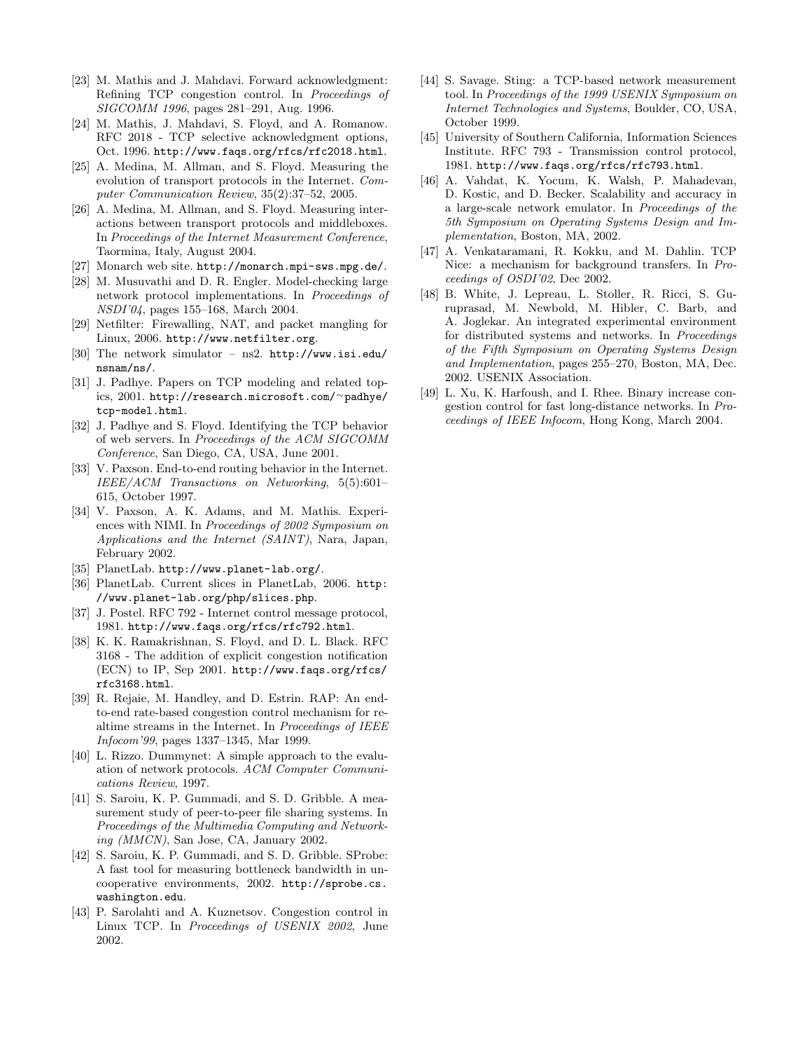[23] M. Mathis and J. Mahdavi. Forward acknowledgment: Refining TCP congestion control. In *Proceedings of SIGCOMM 1996*, pages 281–291, Aug. 1996.

[24] M. Mathis, J. Mahdavi, S. Floyd, and A. Romanow. RFC 2018 - TCP selective acknowledgment options, Oct. 1996. http://www.faqs.org/rfcs/rfc2018.html.

[25] A. Medina, M. Allman, and S. Floyd. Measuring the evolution of transport protocols in the Internet. *Computer Communication Review*, 35(2):37–52, 2005.

[26] A. Medina, M. Allman, and S. Floyd. Measuring interactions between transport protocols and middleboxes. In *Proceedings of the Internet Measurement Conference*, Taormina, Italy, August 2004.

[27] Monarch web site. http://monarch.mpi-sws.mpg.de/.

[28] M. Musuvathi and D. R. Engler. Model-checking large network protocol implementations. In *Proceedings of NSDI'04*, pages 155–168, March 2004.

[29] Netfilter: Firewalling, NAT, and packet mangling for Linux, 2006. http://www.netfilter.org.

[30] The network simulator – ns2. http://www.isi.edu/nsnam/ns/.

[31] J. Padhye. Papers on TCP modeling and related topics, 2001. http://research.microsoft.com/~padhye/tcp-model.html.

[32] J. Padhye and S. Floyd. Identifying the TCP behavior of web servers. In *Proceedings of the ACM SIGCOMM Conference*, San Diego, CA, USA, June 2001.

[33] V. Paxson. End-to-end routing behavior in the Internet. *IEEE/ACM Transactions on Networking*, 5(5):601–615, October 1997.

[34] V. Paxson, A. K. Adams, and M. Mathis. Experiences with NIMI. In *Proceedings of 2002 Symposium on Applications and the Internet (SAINT)*, Nara, Japan, February 2002.

[35] PlanetLab. http://www.planet-lab.org/.

[36] PlanetLab. Current slices in PlanetLab, 2006. http://www.planet-lab.org/php/slices.php.

[37] J. Postel. RFC 792 - Internet control message protocol, 1981. http://www.faqs.org/rfcs/rfc792.html.

[38] K. K. Ramakrishnan, S. Floyd, and D. L. Black. RFC 3168 - The addition of explicit congestion notification (ECN) to IP, Sep 2001. http://www.faqs.org/rfcs/rfc3168.html.

[39] R. Rejaie, M. Handley, and D. Estrin. RAP: An end-to-end rate-based congestion control mechanism for realtime streams in the Internet. In *Proceedings of IEEE Infocom'99*, pages 1337–1345, Mar 1999.

[40] L. Rizzo. Dummynet: A simple approach to the evaluation of network protocols. *ACM Computer Communications Review*, 1997.

[41] S. Saroiu, K. P. Gummadi, and S. D. Gribble. A measurement study of peer-to-peer file sharing systems. In *Proceedings of the Multimedia Computing and Networking (MMCN)*, San Jose, CA, January 2002.

[42] S. Saroiu, K. P. Gummadi, and S. D. Gribble. SProbe: A fast tool for measuring bottleneck bandwidth in uncooperative environments, 2002. http://sprobe.cs.washington.edu.

[43] P. Sarolahti and A. Kuznetsov. Congestion control in Linux TCP. In *Proceedings of USENIX 2002*, June 2002.

[44] S. Savage. Sting: a TCP-based network measurement tool. In *Proceedings of the 1999 USENIX Symposium on Internet Technologies and Systems*, Boulder, CO, USA, October 1999.

[45] University of Southern California, Information Sciences Institute. RFC 793 - Transmission control protocol, 1981. http://www.faqs.org/rfcs/rfc793.html.

[46] A. Vahdat, K. Yocum, K. Walsh, P. Mahadevan, D. Kostic, and D. Becker. Scalability and accuracy in a large-scale network emulator. In *Proceedings of the 5th Symposium on Operating Systems Design and Implementation*, Boston, MA, 2002.

[47] A. Venkataramani, R. Kokku, and M. Dahlin. TCP Nice: a mechanism for background transfers. In *Proceedings of OSDI'02*, Dec 2002.

[48] B. White, J. Lepreau, L. Stoller, R. Ricci, S. Guruprasad, M. Newbold, M. Hibler, C. Barb, and A. Joglekar. An integrated experimental environment for distributed systems and networks. In *Proceedings of the Fifth Symposium on Operating Systems Design and Implementation*, pages 255–270, Boston, MA, Dec. 2002. USENIX Association.

[49] L. Xu, K. Harfoush, and I. Rhee. Binary increase congestion control for fast long-distance networks. In *Proceedings of IEEE Infocom*, Hong Kong, March 2004.